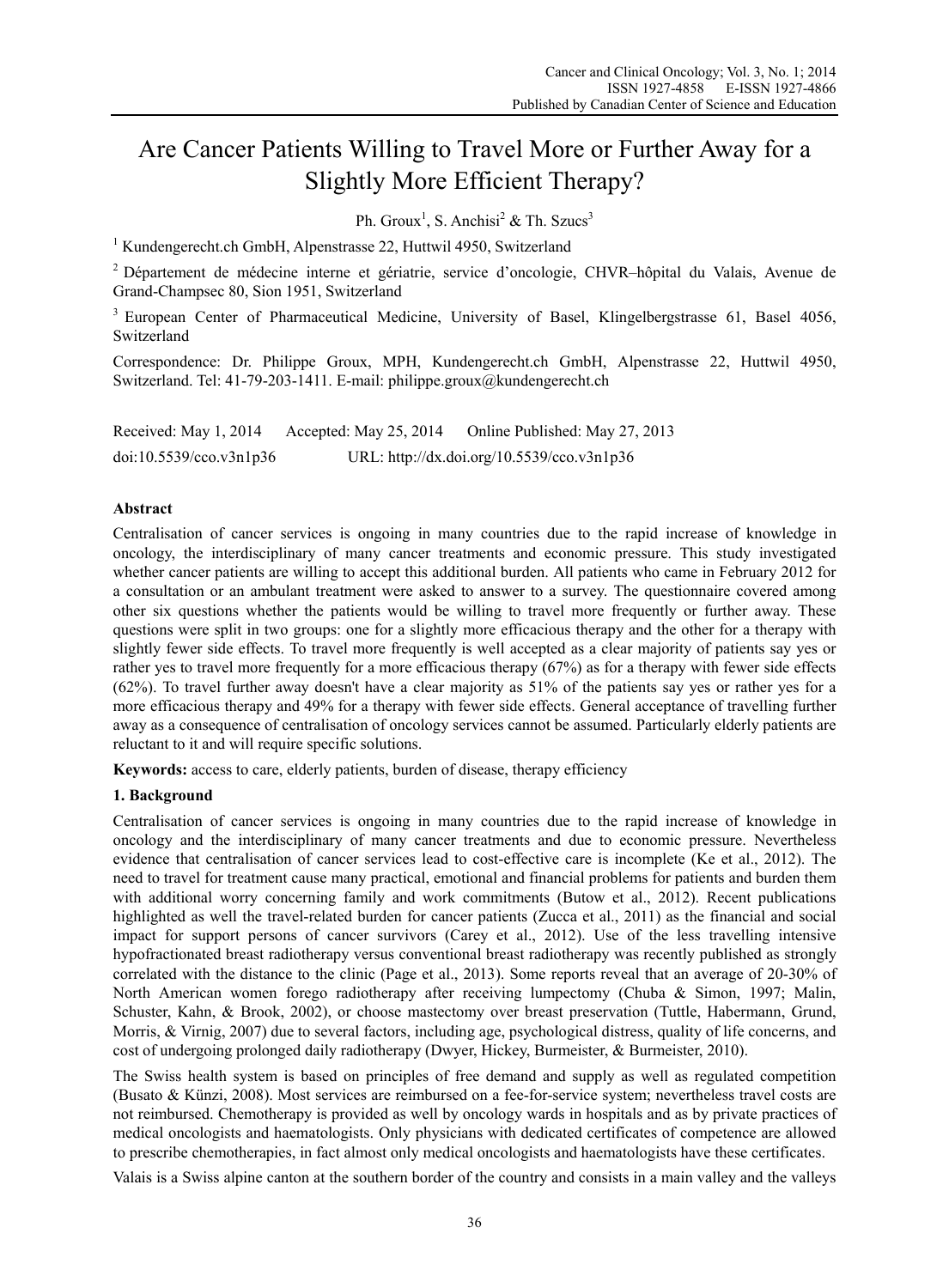# Are Cancer Patients Willing to Travel More or Further Away for a Slightly More Efficient Therapy?

Ph. Groux[1], S. Anchisi[2] & Th. Szucs[3]

[1] Kundengerecht.ch GmbH, Alpenstrasse 22, Huttwil 4950, Switzerland

[2] Département de médecine interne et gériatrie, service d'oncologie, CHVR–hôpital du Valais, Avenue de Grand-Champsec 80, Sion 1951, Switzerland

[3] European Center of Pharmaceutical Medicine, University of Basel, Klingelbergstrasse 61, Basel 4056, Switzerland

Correspondence: Dr. Philippe Groux, MPH, Kundengerecht.ch GmbH, Alpenstrasse 22, Huttwil 4950, Switzerland. Tel: 41-79-203-1411. E-mail: philippe.groux@kundengerecht.ch

Received: May 1, 2014 Accepted: May 25, 2014 Online Published: May 27, 2013

doi:10.5539/cco.v3n1p36 URL: http://dx.doi.org/10.5539/cco.v3n1p36

## Abstract

Centralisation of cancer services is ongoing in many countries due to the rapid increase of knowledge in oncology, the interdisciplinary of many cancer treatments and economic pressure. This study investigated whether cancer patients are willing to accept this additional burden. All patients who came in February 2012 for a consultation or an ambulant treatment were asked to answer to a survey. The questionnaire covered among other six questions whether the patients would be willing to travel more frequently or further away. These questions were split in two groups: one for a slightly more efficacious therapy and the other for a therapy with slightly fewer side effects. To travel more frequently is well accepted as a clear majority of patients say yes or rather yes to travel more frequently for a more efficacious therapy (67%) as for a therapy with fewer side effects (62%). To travel further away doesn't have a clear majority as 51% of the patients say yes or rather yes for a more efficacious therapy and 49% for a therapy with fewer side effects. General acceptance of travelling further away as a consequence of centralisation of oncology services cannot be assumed. Particularly elderly patients are reluctant to it and will require specific solutions.

**Keywords:** access to care, elderly patients, burden of disease, therapy efficiency

## 1. Background

Centralisation of cancer services is ongoing in many countries due to the rapid increase of knowledge in oncology and the interdisciplinary of many cancer treatments and due to economic pressure. Nevertheless evidence that centralisation of cancer services lead to cost-effective care is incomplete (Ke et al., 2012). The need to travel for treatment cause many practical, emotional and financial problems for patients and burden them with additional worry concerning family and work commitments (Butow et al., 2012). Recent publications highlighted as well the travel-related burden for cancer patients (Zucca et al., 2011) as the financial and social impact for support persons of cancer survivors (Carey et al., 2012). Use of the less travelling intensive hypofractionated breast radiotherapy versus conventional breast radiotherapy was recently published as strongly correlated with the distance to the clinic (Page et al., 2013). Some reports reveal that an average of 20-30% of North American women forego radiotherapy after receiving lumpectomy (Chuba & Simon, 1997; Malin, Schuster, Kahn, & Brook, 2002), or choose mastectomy over breast preservation (Tuttle, Habermann, Grund, Morris, & Virnig, 2007) due to several factors, including age, psychological distress, quality of life concerns, and cost of undergoing prolonged daily radiotherapy (Dwyer, Hickey, Burmeister, & Burmeister, 2010).

The Swiss health system is based on principles of free demand and supply as well as regulated competition (Busato & Künzi, 2008). Most services are reimbursed on a fee-for-service system; nevertheless travel costs are not reimbursed. Chemotherapy is provided as well by oncology wards in hospitals and as by private practices of medical oncologists and haematologists. Only physicians with dedicated certificates of competence are allowed to prescribe chemotherapies, in fact almost only medical oncologists and haematologists have these certificates.

Valais is a Swiss alpine canton at the southern border of the country and consists in a main valley and the valleys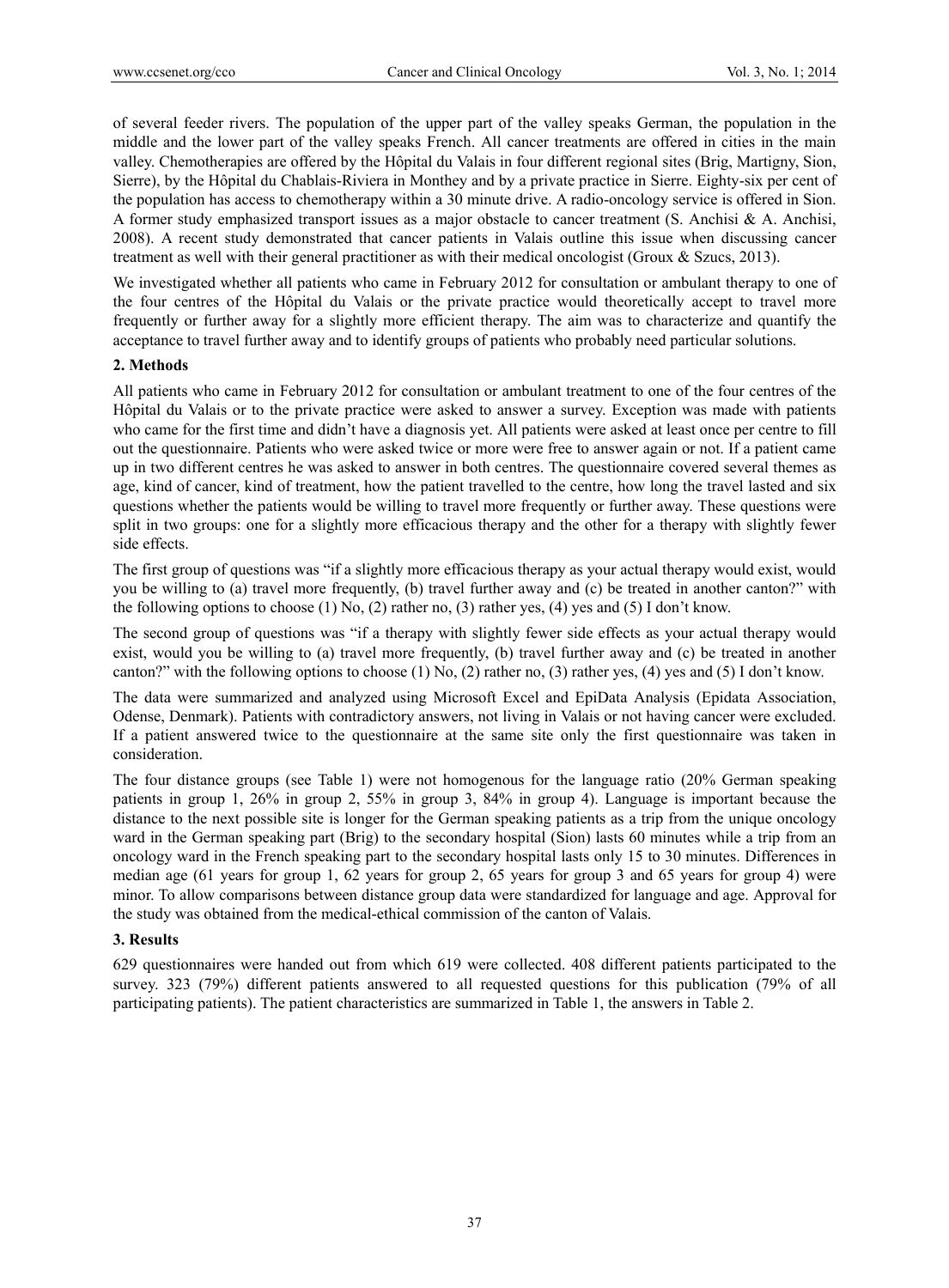of several feeder rivers. The population of the upper part of the valley speaks German, the population in the middle and the lower part of the valley speaks French. All cancer treatments are offered in cities in the main valley. Chemotherapies are offered by the Hôpital du Valais in four different regional sites (Brig, Martigny, Sion, Sierre), by the Hôpital du Chablais-Riviera in Monthey and by a private practice in Sierre. Eighty-six per cent of the population has access to chemotherapy within a 30 minute drive. A radio-oncology service is offered in Sion. A former study emphasized transport issues as a major obstacle to cancer treatment (S. Anchisi & A. Anchisi, 2008). A recent study demonstrated that cancer patients in Valais outline this issue when discussing cancer treatment as well with their general practitioner as with their medical oncologist (Groux & Szucs, 2013).

We investigated whether all patients who came in February 2012 for consultation or ambulant therapy to one of the four centres of the Hôpital du Valais or the private practice would theoretically accept to travel more frequently or further away for a slightly more efficient therapy. The aim was to characterize and quantify the acceptance to travel further away and to identify groups of patients who probably need particular solutions.

## 2. Methods

All patients who came in February 2012 for consultation or ambulant treatment to one of the four centres of the Hôpital du Valais or to the private practice were asked to answer a survey. Exception was made with patients who came for the first time and didn't have a diagnosis yet. All patients were asked at least once per centre to fill out the questionnaire. Patients who were asked twice or more were free to answer again or not. If a patient came up in two different centres he was asked to answer in both centres. The questionnaire covered several themes as age, kind of cancer, kind of treatment, how the patient travelled to the centre, how long the travel lasted and six questions whether the patients would be willing to travel more frequently or further away. These questions were split in two groups: one for a slightly more efficacious therapy and the other for a therapy with slightly fewer side effects.

The first group of questions was "if a slightly more efficacious therapy as your actual therapy would exist, would you be willing to (a) travel more frequently, (b) travel further away and (c) be treated in another canton?" with the following options to choose (1) No, (2) rather no, (3) rather yes, (4) yes and (5) I don't know.

The second group of questions was "if a therapy with slightly fewer side effects as your actual therapy would exist, would you be willing to (a) travel more frequently, (b) travel further away and (c) be treated in another canton?" with the following options to choose (1) No, (2) rather no, (3) rather yes, (4) yes and (5) I don't know.

The data were summarized and analyzed using Microsoft Excel and EpiData Analysis (Epidata Association, Odense, Denmark). Patients with contradictory answers, not living in Valais or not having cancer were excluded. If a patient answered twice to the questionnaire at the same site only the first questionnaire was taken in consideration.

The four distance groups (see Table 1) were not homogenous for the language ratio (20% German speaking patients in group 1, 26% in group 2, 55% in group 3, 84% in group 4). Language is important because the distance to the next possible site is longer for the German speaking patients as a trip from the unique oncology ward in the German speaking part (Brig) to the secondary hospital (Sion) lasts 60 minutes while a trip from an oncology ward in the French speaking part to the secondary hospital lasts only 15 to 30 minutes. Differences in median age (61 years for group 1, 62 years for group 2, 65 years for group 3 and 65 years for group 4) were minor. To allow comparisons between distance group data were standardized for language and age. Approval for the study was obtained from the medical-ethical commission of the canton of Valais.

## 3. Results

629 questionnaires were handed out from which 619 were collected. 408 different patients participated to the survey. 323 (79%) different patients answered to all requested questions for this publication (79% of all participating patients). The patient characteristics are summarized in Table 1, the answers in Table 2.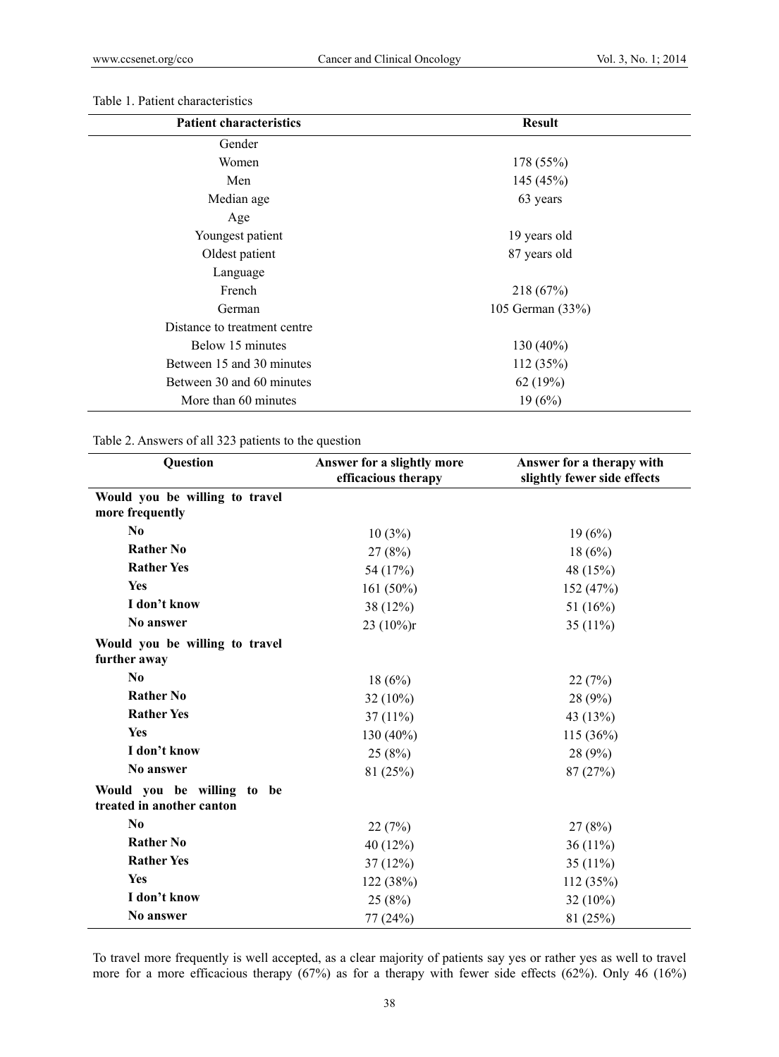Table 1. Patient characteristics

| Patient characteristics | Result |
| --- | --- |
| Gender | |
| Women | 178 (55%) |
| Men | 145 (45%) |
| Median age | 63 years |
| Age | |
| Youngest patient | 19 years old |
| Oldest patient | 87 years old |
| Language | |
| French | 218 (67%) |
| German | 105 German (33%) |
| Distance to treatment centre | |
| Below 15 minutes | 130 (40%) |
| Between 15 and 30 minutes | 112 (35%) |
| Between 30 and 60 minutes | 62 (19%) |
| More than 60 minutes | 19 (6%) |

Table 2. Answers of all 323 patients to the question

| Question | Answer for a slightly more efficacious therapy | Answer for a therapy with slightly fewer side effects |
| --- | --- | --- |
| **Would you be willing to travel more frequently** | | |
| **No** | 10 (3%) | 19 (6%) |
| **Rather No** | 27 (8%) | 18 (6%) |
| **Rather Yes** | 54 (17%) | 48 (15%) |
| **Yes** | 161 (50%) | 152 (47%) |
| **I don't know** | 38 (12%) | 51 (16%) |
| **No answer** | 23 (10%)r | 35 (11%) |
| **Would you be willing to travel further away** | | |
| **No** | 18 (6%) | 22 (7%) |
| **Rather No** | 32 (10%) | 28 (9%) |
| **Rather Yes** | 37 (11%) | 43 (13%) |
| **Yes** | 130 (40%) | 115 (36%) |
| **I don't know** | 25 (8%) | 28 (9%) |
| **No answer** | 81 (25%) | 87 (27%) |
| **Would you be willing to be treated in another canton** | | |
| **No** | 22 (7%) | 27 (8%) |
| **Rather No** | 40 (12%) | 36 (11%) |
| **Rather Yes** | 37 (12%) | 35 (11%) |
| **Yes** | 122 (38%) | 112 (35%) |
| **I don't know** | 25 (8%) | 32 (10%) |
| **No answer** | 77 (24%) | 81 (25%) |

To travel more frequently is well accepted, as a clear majority of patients say yes or rather yes as well to travel more for a more efficacious therapy (67%) as for a therapy with fewer side effects (62%). Only 46 (16%)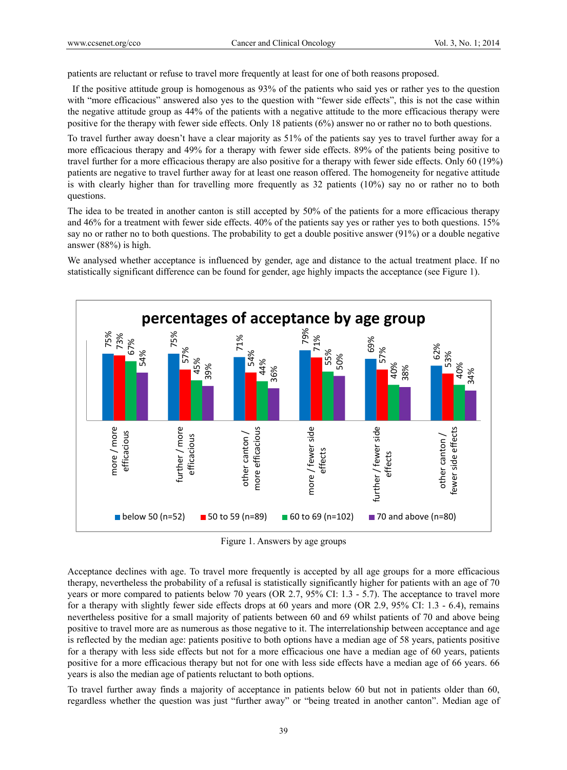patients are reluctant or refuse to travel more frequently at least for one of both reasons proposed.

If the positive attitude group is homogenous as 93% of the patients who said yes or rather yes to the question with "more efficacious" answered also yes to the question with "fewer side effects", this is not the case within the negative attitude group as 44% of the patients with a negative attitude to the more efficacious therapy were positive for the therapy with fewer side effects. Only 18 patients (6%) answer no or rather no to both questions.

To travel further away doesn't have a clear majority as 51% of the patients say yes to travel further away for a more efficacious therapy and 49% for a therapy with fewer side effects. 89% of the patients being positive to travel further for a more efficacious therapy are also positive for a therapy with fewer side effects. Only 60 (19%) patients are negative to travel further away for at least one reason offered. The homogeneity for negative attitude is with clearly higher than for travelling more frequently as 32 patients (10%) say no or rather no to both questions.

The idea to be treated in another canton is still accepted by 50% of the patients for a more efficacious therapy and 46% for a treatment with fewer side effects. 40% of the patients say yes or rather yes to both questions. 15% say no or rather no to both questions. The probability to get a double positive answer (91%) or a double negative answer (88%) is high.

We analysed whether acceptance is influenced by gender, age and distance to the actual treatment place. If no statistically significant difference can be found for gender, age highly impacts the acceptance (see Figure 1).

**percentages of acceptance by age group**

| | below 50 (n=52) | 50 to 59 (n=89) | 60 to 69 (n=102) | 70 and above (n=80) |
|---|---|---|---|---|
| more / more efficacious | 75% | 73% | 67% | 54% |
| further / more efficacious | 75% | 57% | 45% | 39% |
| other canton / more efficacious | 71% | 54% | 44% | 36% |
| more / fewer side effects | 79% | 71% | 55% | 50% |
| further / fewer side effects | 69% | 57% | 40% | 38% |
| other canton / fewer side effects | 62% | 53% | 40% | 34% |

Figure 1. Answers by age groups

Acceptance declines with age. To travel more frequently is accepted by all age groups for a more efficacious therapy, nevertheless the probability of a refusal is statistically significantly higher for patients with an age of 70 years or more compared to patients below 70 years (OR 2.7, 95% CI: 1.3 - 5.7). The acceptance to travel more for a therapy with slightly fewer side effects drops at 60 years and more (OR 2.9, 95% CI: 1.3 - 6.4), remains nevertheless positive for a small majority of patients between 60 and 69 whilst patients of 70 and above being positive to travel more are as numerous as those negative to it. The interrelationship between acceptance and age is reflected by the median age: patients positive to both options have a median age of 58 years, patients positive for a therapy with less side effects but not for a more efficacious one have a median age of 60 years, patients positive for a more efficacious therapy but not for one with less side effects have a median age of 66 years. 66 years is also the median age of patients reluctant to both options.

To travel further away finds a majority of acceptance in patients below 60 but not in patients older than 60, regardless whether the question was just "further away" or "being treated in another canton". Median age of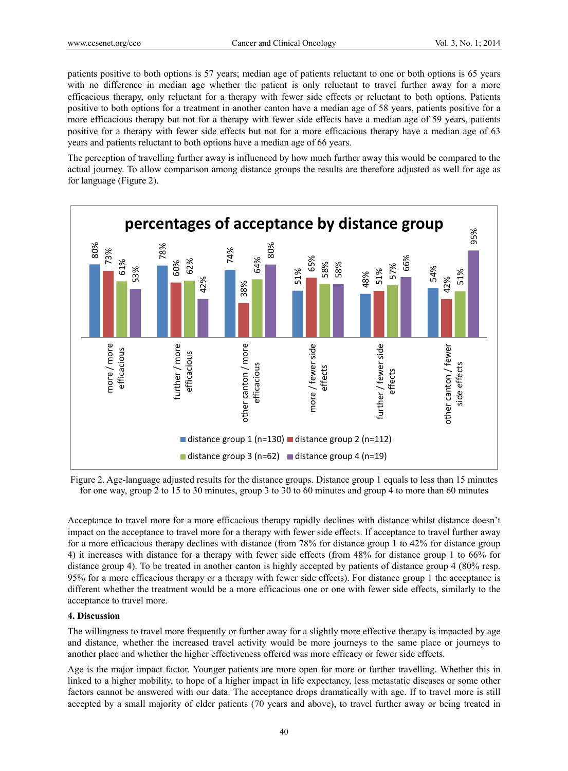patients positive to both options is 57 years; median age of patients reluctant to one or both options is 65 years with no difference in median age whether the patient is only reluctant to travel further away for a more efficacious therapy, only reluctant for a therapy with fewer side effects or reluctant to both options. Patients positive to both options for a treatment in another canton have a median age of 58 years, patients positive for a more efficacious therapy but not for a therapy with fewer side effects have a median age of 59 years, patients positive for a therapy with fewer side effects but not for a more efficacious therapy have a median age of 63 years and patients reluctant to both options have a median age of 66 years.

The perception of travelling further away is influenced by how much further away this would be compared to the actual journey. To allow comparison among distance groups the results are therefore adjusted as well for age as for language (Figure 2).

**percentages of acceptance by distance group**

| | distance group 1 (n=130) | distance group 2 (n=112) | distance group 3 (n=62) | distance group 4 (n=19) |
|---|---|---|---|---|
| more / more efficacious | 80% | 73% | 61% | 53% |
| further / more efficacious | 78% | 60% | 62% | 42% |
| other canton / more efficacious | 74% | 38% | 64% | 80% |
| more / fewer side effects | 51% | 65% | 58% | 58% |
| further / fewer side effects | 48% | 51% | 57% | 66% |
| other canton / fewer side effects | 54% | 42% | 51% | 95% |

Figure 2. Age-language adjusted results for the distance groups. Distance group 1 equals to less than 15 minutes for one way, group 2 to 15 to 30 minutes, group 3 to 30 to 60 minutes and group 4 to more than 60 minutes

Acceptance to travel more for a more efficacious therapy rapidly declines with distance whilst distance doesn't impact on the acceptance to travel more for a therapy with fewer side effects. If acceptance to travel further away for a more efficacious therapy declines with distance (from 78% for distance group 1 to 42% for distance group 4) it increases with distance for a therapy with fewer side effects (from 48% for distance group 1 to 66% for distance group 4). To be treated in another canton is highly accepted by patients of distance group 4 (80% resp. 95% for a more efficacious therapy or a therapy with fewer side effects). For distance group 1 the acceptance is different whether the treatment would be a more efficacious one or one with fewer side effects, similarly to the acceptance to travel more.

## 4. Discussion

The willingness to travel more frequently or further away for a slightly more effective therapy is impacted by age and distance, whether the increased travel activity would be more journeys to the same place or journeys to another place and whether the higher effectiveness offered was more efficacy or fewer side effects.

Age is the major impact factor. Younger patients are more open for more or further travelling. Whether this in linked to a higher mobility, to hope of a higher impact in life expectancy, less metastatic diseases or some other factors cannot be answered with our data. The acceptance drops dramatically with age. If to travel more is still accepted by a small majority of elder patients (70 years and above), to travel further away or being treated in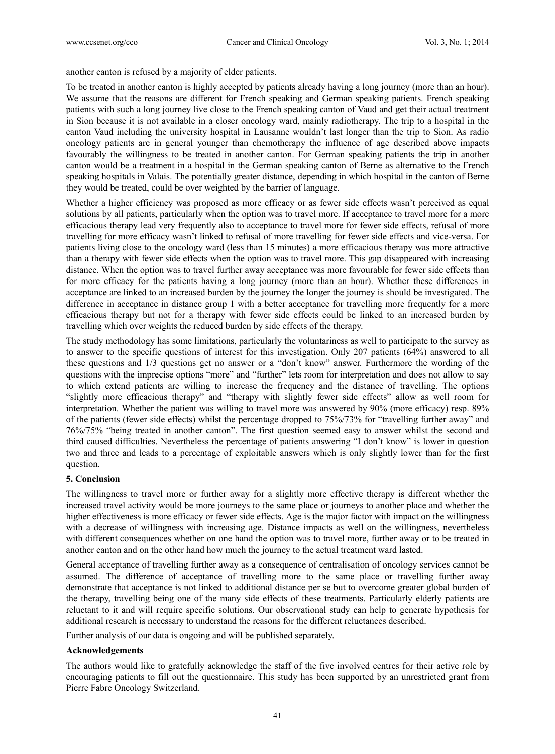another canton is refused by a majority of elder patients.

To be treated in another canton is highly accepted by patients already having a long journey (more than an hour). We assume that the reasons are different for French speaking and German speaking patients. French speaking patients with such a long journey live close to the French speaking canton of Vaud and get their actual treatment in Sion because it is not available in a closer oncology ward, mainly radiotherapy. The trip to a hospital in the canton Vaud including the university hospital in Lausanne wouldn't last longer than the trip to Sion. As radio oncology patients are in general younger than chemotherapy the influence of age described above impacts favourably the willingness to be treated in another canton. For German speaking patients the trip in another canton would be a treatment in a hospital in the German speaking canton of Berne as alternative to the French speaking hospitals in Valais. The potentially greater distance, depending in which hospital in the canton of Berne they would be treated, could be over weighted by the barrier of language.

Whether a higher efficiency was proposed as more efficacy or as fewer side effects wasn't perceived as equal solutions by all patients, particularly when the option was to travel more. If acceptance to travel more for a more efficacious therapy lead very frequently also to acceptance to travel more for fewer side effects, refusal of more travelling for more efficacy wasn't linked to refusal of more travelling for fewer side effects and vice-versa. For patients living close to the oncology ward (less than 15 minutes) a more efficacious therapy was more attractive than a therapy with fewer side effects when the option was to travel more. This gap disappeared with increasing distance. When the option was to travel further away acceptance was more favourable for fewer side effects than for more efficacy for the patients having a long journey (more than an hour). Whether these differences in acceptance are linked to an increased burden by the journey the longer the journey is should be investigated. The difference in acceptance in distance group 1 with a better acceptance for travelling more frequently for a more efficacious therapy but not for a therapy with fewer side effects could be linked to an increased burden by travelling which over weights the reduced burden by side effects of the therapy.

The study methodology has some limitations, particularly the voluntariness as well to participate to the survey as to answer to the specific questions of interest for this investigation. Only 207 patients (64%) answered to all these questions and 1/3 questions get no answer or a "don't know" answer. Furthermore the wording of the questions with the imprecise options "more" and "further" lets room for interpretation and does not allow to say to which extend patients are willing to increase the frequency and the distance of travelling. The options "slightly more efficacious therapy" and "therapy with slightly fewer side effects" allow as well room for interpretation. Whether the patient was willing to travel more was answered by 90% (more efficacy) resp. 89% of the patients (fewer side effects) whilst the percentage dropped to 75%/73% for "travelling further away" and 76%/75% "being treated in another canton". The first question seemed easy to answer whilst the second and third caused difficulties. Nevertheless the percentage of patients answering "I don't know" is lower in question two and three and leads to a percentage of exploitable answers which is only slightly lower than for the first question.

## 5. Conclusion

The willingness to travel more or further away for a slightly more effective therapy is different whether the increased travel activity would be more journeys to the same place or journeys to another place and whether the higher effectiveness is more efficacy or fewer side effects. Age is the major factor with impact on the willingness with a decrease of willingness with increasing age. Distance impacts as well on the willingness, nevertheless with different consequences whether on one hand the option was to travel more, further away or to be treated in another canton and on the other hand how much the journey to the actual treatment ward lasted.

General acceptance of travelling further away as a consequence of centralisation of oncology services cannot be assumed. The difference of acceptance of travelling more to the same place or travelling further away demonstrate that acceptance is not linked to additional distance per se but to overcome greater global burden of the therapy, travelling being one of the many side effects of these treatments. Particularly elderly patients are reluctant to it and will require specific solutions. Our observational study can help to generate hypothesis for additional research is necessary to understand the reasons for the different reluctances described.

Further analysis of our data is ongoing and will be published separately.

## Acknowledgements

The authors would like to gratefully acknowledge the staff of the five involved centres for their active role by encouraging patients to fill out the questionnaire. This study has been supported by an unrestricted grant from Pierre Fabre Oncology Switzerland.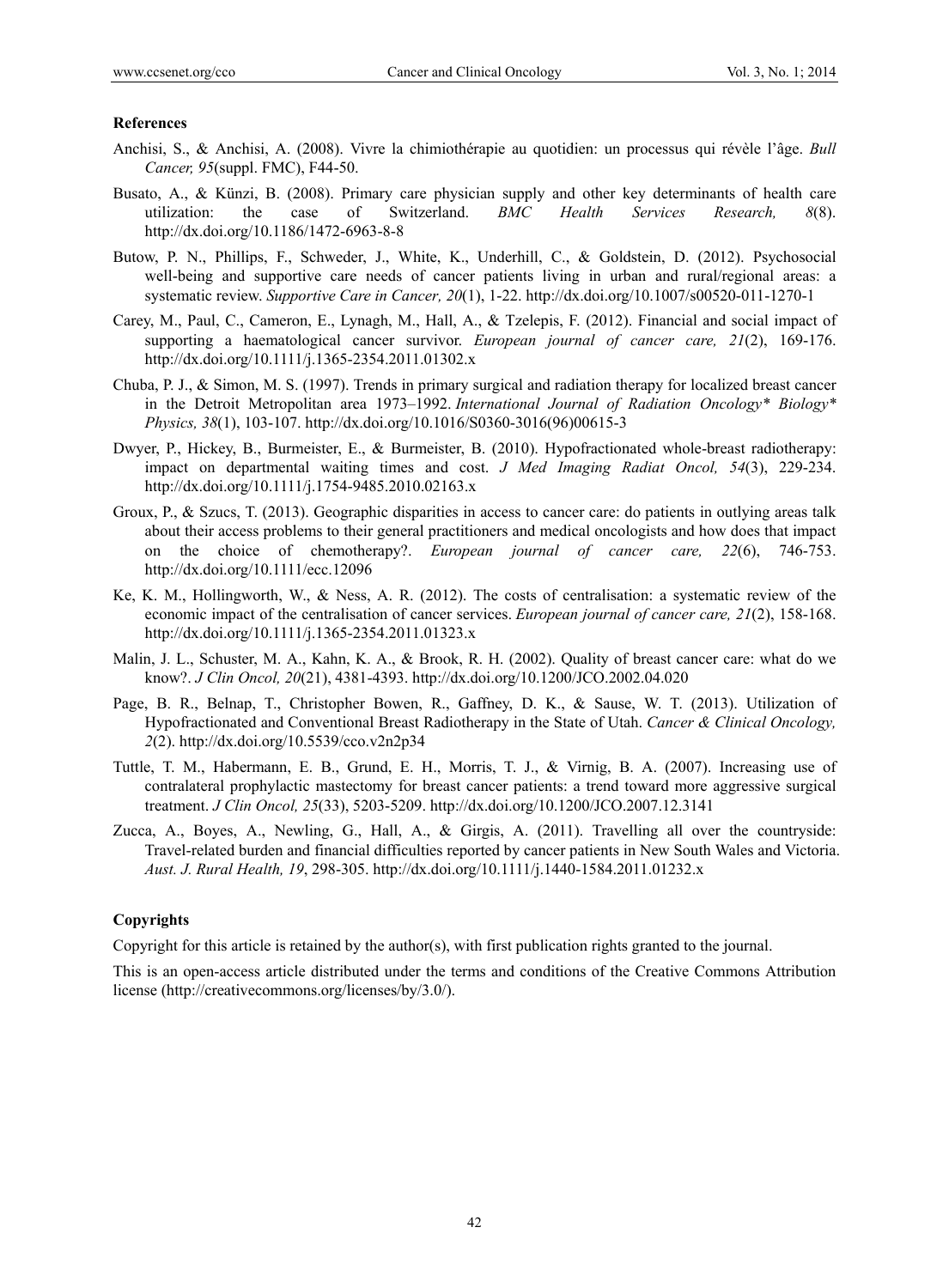## References

Anchisi, S., & Anchisi, A. (2008). Vivre la chimiothérapie au quotidien: un processus qui révèle l'âge. *Bull Cancer, 95*(suppl. FMC), F44-50.

Busato, A., & Künzi, B. (2008). Primary care physician supply and other key determinants of health care utilization: the case of Switzerland. *BMC Health Services Research, 8*(8). http://dx.doi.org/10.1186/1472-6963-8-8

Butow, P. N., Phillips, F., Schweder, J., White, K., Underhill, C., & Goldstein, D. (2012). Psychosocial well-being and supportive care needs of cancer patients living in urban and rural/regional areas: a systematic review. *Supportive Care in Cancer, 20*(1), 1-22. http://dx.doi.org/10.1007/s00520-011-1270-1

Carey, M., Paul, C., Cameron, E., Lynagh, M., Hall, A., & Tzelepis, F. (2012). Financial and social impact of supporting a haematological cancer survivor. *European journal of cancer care, 21*(2), 169-176. http://dx.doi.org/10.1111/j.1365-2354.2011.01302.x

Chuba, P. J., & Simon, M. S. (1997). Trends in primary surgical and radiation therapy for localized breast cancer in the Detroit Metropolitan area 1973–1992. *International Journal of Radiation Oncology* Biology* Physics, 38*(1), 103-107. http://dx.doi.org/10.1016/S0360-3016(96)00615-3

Dwyer, P., Hickey, B., Burmeister, E., & Burmeister, B. (2010). Hypofractionated whole-breast radiotherapy: impact on departmental waiting times and cost. *J Med Imaging Radiat Oncol, 54*(3), 229-234. http://dx.doi.org/10.1111/j.1754-9485.2010.02163.x

Groux, P., & Szucs, T. (2013). Geographic disparities in access to cancer care: do patients in outlying areas talk about their access problems to their general practitioners and medical oncologists and how does that impact on the choice of chemotherapy?. *European journal of cancer care, 22*(6), 746-753. http://dx.doi.org/10.1111/ecc.12096

Ke, K. M., Hollingworth, W., & Ness, A. R. (2012). The costs of centralisation: a systematic review of the economic impact of the centralisation of cancer services. *European journal of cancer care, 21*(2), 158-168. http://dx.doi.org/10.1111/j.1365-2354.2011.01323.x

Malin, J. L., Schuster, M. A., Kahn, K. A., & Brook, R. H. (2002). Quality of breast cancer care: what do we know?. *J Clin Oncol, 20*(21), 4381-4393. http://dx.doi.org/10.1200/JCO.2002.04.020

Page, B. R., Belnap, T., Christopher Bowen, R., Gaffney, D. K., & Sause, W. T. (2013). Utilization of Hypofractionated and Conventional Breast Radiotherapy in the State of Utah. *Cancer & Clinical Oncology, 2*(2). http://dx.doi.org/10.5539/cco.v2n2p34

Tuttle, T. M., Habermann, E. B., Grund, E. H., Morris, T. J., & Virnig, B. A. (2007). Increasing use of contralateral prophylactic mastectomy for breast cancer patients: a trend toward more aggressive surgical treatment. *J Clin Oncol, 25*(33), 5203-5209. http://dx.doi.org/10.1200/JCO.2007.12.3141

Zucca, A., Boyes, A., Newling, G., Hall, A., & Girgis, A. (2011). Travelling all over the countryside: Travel-related burden and financial difficulties reported by cancer patients in New South Wales and Victoria. *Aust. J. Rural Health, 19*, 298-305. http://dx.doi.org/10.1111/j.1440-1584.2011.01232.x

## Copyrights

Copyright for this article is retained by the author(s), with first publication rights granted to the journal.

This is an open-access article distributed under the terms and conditions of the Creative Commons Attribution license (http://creativecommons.org/licenses/by/3.0/).